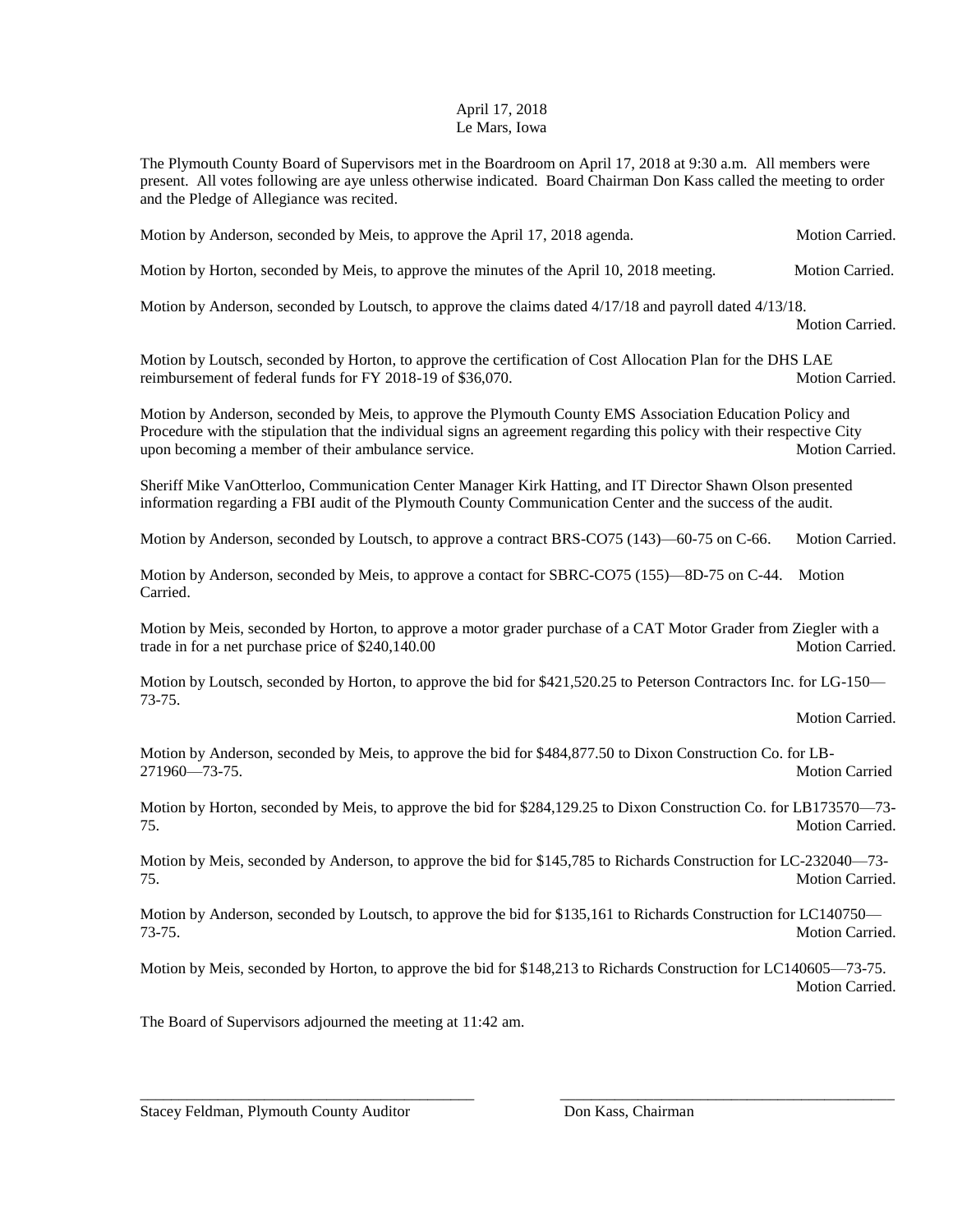April 17, 2018
Le Mars, Iowa

The Plymouth County Board of Supervisors met in the Boardroom on April 17, 2018 at 9:30 a.m. All members were present. All votes following are aye unless otherwise indicated. Board Chairman Don Kass called the meeting to order and the Pledge of Allegiance was recited.

Motion by Anderson, seconded by Meis, to approve the April 17, 2018 agenda. Motion Carried.

Motion by Horton, seconded by Meis, to approve the minutes of the April 10, 2018 meeting. Motion Carried.

Motion by Anderson, seconded by Loutsch, to approve the claims dated 4/17/18 and payroll dated 4/13/18. Motion Carried.

Motion by Loutsch, seconded by Horton, to approve the certification of Cost Allocation Plan for the DHS LAE reimbursement of federal funds for FY 2018-19 of $36,070. Motion Carried.

Motion by Anderson, seconded by Meis, to approve the Plymouth County EMS Association Education Policy and Procedure with the stipulation that the individual signs an agreement regarding this policy with their respective City upon becoming a member of their ambulance service. Motion Carried.

Sheriff Mike VanOtterloo, Communication Center Manager Kirk Hatting, and IT Director Shawn Olson presented information regarding a FBI audit of the Plymouth County Communication Center and the success of the audit.

Motion by Anderson, seconded by Loutsch, to approve a contract BRS-CO75 (143)—60-75 on C-66. Motion Carried.

Motion by Anderson, seconded by Meis, to approve a contact for SBRC-CO75 (155)—8D-75 on C-44. Motion Carried.

Motion by Meis, seconded by Horton, to approve a motor grader purchase of a CAT Motor Grader from Ziegler with a trade in for a net purchase price of $240,140.00 Motion Carried.

Motion by Loutsch, seconded by Horton, to approve the bid for $421,520.25 to Peterson Contractors Inc. for LG-150—73-75. Motion Carried.

Motion by Anderson, seconded by Meis, to approve the bid for $484,877.50 to Dixon Construction Co. for LB-271960—73-75. Motion Carried

Motion by Horton, seconded by Meis, to approve the bid for $284,129.25 to Dixon Construction Co. for LB173570—73-75. Motion Carried.

Motion by Meis, seconded by Anderson, to approve the bid for $145,785 to Richards Construction for LC-232040—73-75. Motion Carried.

Motion by Anderson, seconded by Loutsch, to approve the bid for $135,161 to Richards Construction for LC140750—73-75. Motion Carried.

Motion by Meis, seconded by Horton, to approve the bid for $148,213 to Richards Construction for LC140605—73-75. Motion Carried.

The Board of Supervisors adjourned the meeting at 11:42 am.

\_\_\_\_\_\_\_\_\_\_\_\_\_\_\_\_\_\_\_\_\_\_\_\_\_\_\_\_\_\_\_\_\_\_\_\_\_\_ \_\_\_\_\_\_\_\_\_\_\_\_\_\_\_\_\_\_\_\_\_\_\_\_\_\_\_\_\_\_\_\_\_\_\_\_\_\_

Stacey Feldman, Plymouth County Auditor Don Kass, Chairman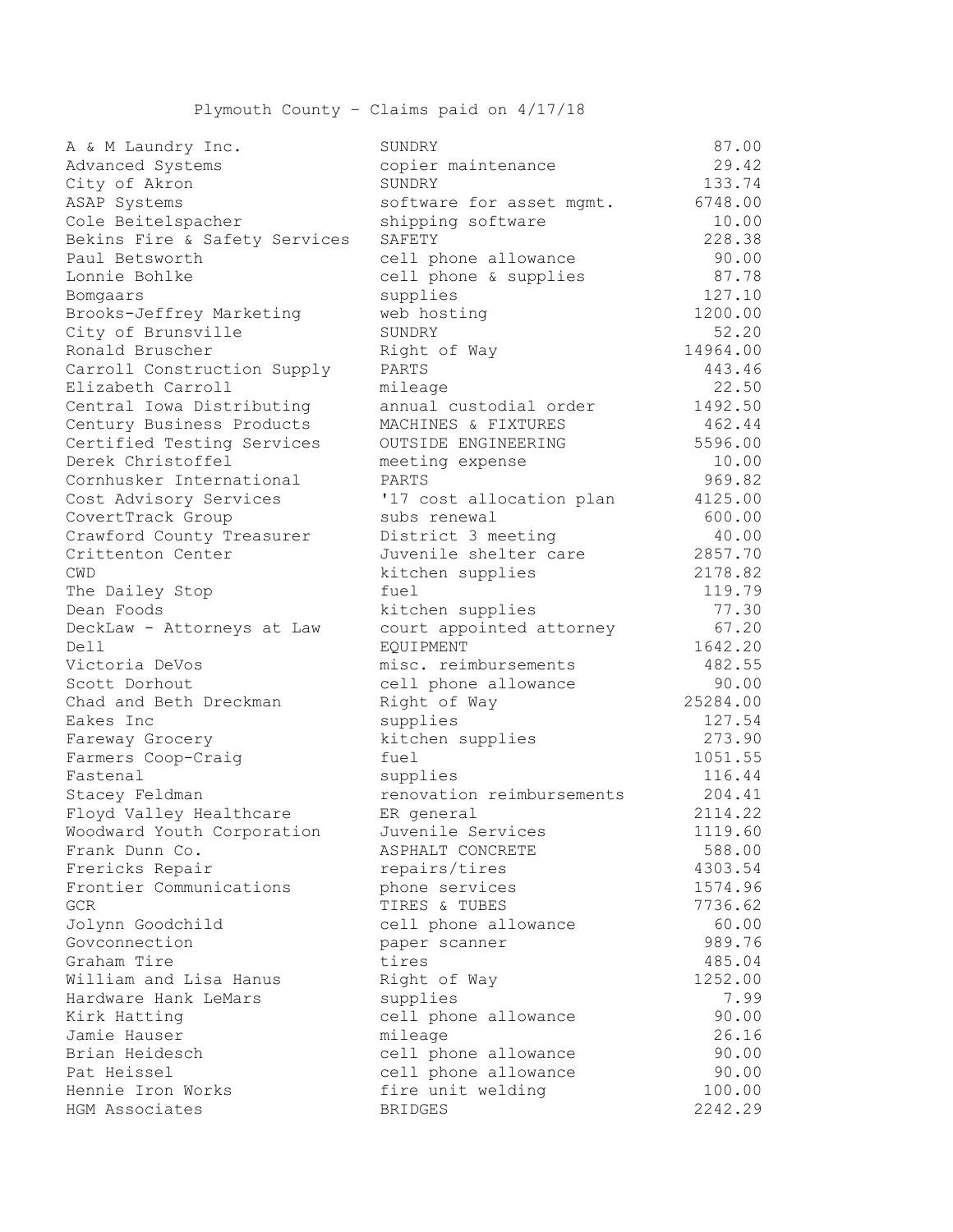Plymouth County – Claims paid on 4/17/18

| | | |
|---|---|---|
| A & M Laundry Inc. | SUNDRY | 87.00 |
| Advanced Systems | copier maintenance | 29.42 |
| City of Akron | SUNDRY | 133.74 |
| ASAP Systems | software for asset mgmt. | 6748.00 |
| Cole Beitelspacher | shipping software | 10.00 |
| Bekins Fire & Safety Services | SAFETY | 228.38 |
| Paul Betsworth | cell phone allowance | 90.00 |
| Lonnie Bohlke | cell phone & supplies | 87.78 |
| Bomgaars | supplies | 127.10 |
| Brooks-Jeffrey Marketing | web hosting | 1200.00 |
| City of Brunsville | SUNDRY | 52.20 |
| Ronald Bruscher | Right of Way | 14964.00 |
| Carroll Construction Supply | PARTS | 443.46 |
| Elizabeth Carroll | mileage | 22.50 |
| Central Iowa Distributing | annual custodial order | 1492.50 |
| Century Business Products | MACHINES & FIXTURES | 462.44 |
| Certified Testing Services | OUTSIDE ENGINEERING | 5596.00 |
| Derek Christoffel | meeting expense | 10.00 |
| Cornhusker International | PARTS | 969.82 |
| Cost Advisory Services | '17 cost allocation plan | 4125.00 |
| CovertTrack Group | subs renewal | 600.00 |
| Crawford County Treasurer | District 3 meeting | 40.00 |
| Crittenton Center | Juvenile shelter care | 2857.70 |
| CWD | kitchen supplies | 2178.82 |
| The Dailey Stop | fuel | 119.79 |
| Dean Foods | kitchen supplies | 77.30 |
| DeckLaw - Attorneys at Law | court appointed attorney | 67.20 |
| Dell | EQUIPMENT | 1642.20 |
| Victoria DeVos | misc. reimbursements | 482.55 |
| Scott Dorhout | cell phone allowance | 90.00 |
| Chad and Beth Dreckman | Right of Way | 25284.00 |
| Eakes Inc | supplies | 127.54 |
| Fareway Grocery | kitchen supplies | 273.90 |
| Farmers Coop-Craig | fuel | 1051.55 |
| Fastenal | supplies | 116.44 |
| Stacey Feldman | renovation reimbursements | 204.41 |
| Floyd Valley Healthcare | ER general | 2114.22 |
| Woodward Youth Corporation | Juvenile Services | 1119.60 |
| Frank Dunn Co. | ASPHALT CONCRETE | 588.00 |
| Frericks Repair | repairs/tires | 4303.54 |
| Frontier Communications | phone services | 1574.96 |
| GCR | TIRES & TUBES | 7736.62 |
| Jolynn Goodchild | cell phone allowance | 60.00 |
| Govconnection | paper scanner | 989.76 |
| Graham Tire | tires | 485.04 |
| William and Lisa Hanus | Right of Way | 1252.00 |
| Hardware Hank LeMars | supplies | 7.99 |
| Kirk Hatting | cell phone allowance | 90.00 |
| Jamie Hauser | mileage | 26.16 |
| Brian Heidesch | cell phone allowance | 90.00 |
| Pat Heissel | cell phone allowance | 90.00 |
| Hennie Iron Works | fire unit welding | 100.00 |
| HGM Associates | BRIDGES | 2242.29 |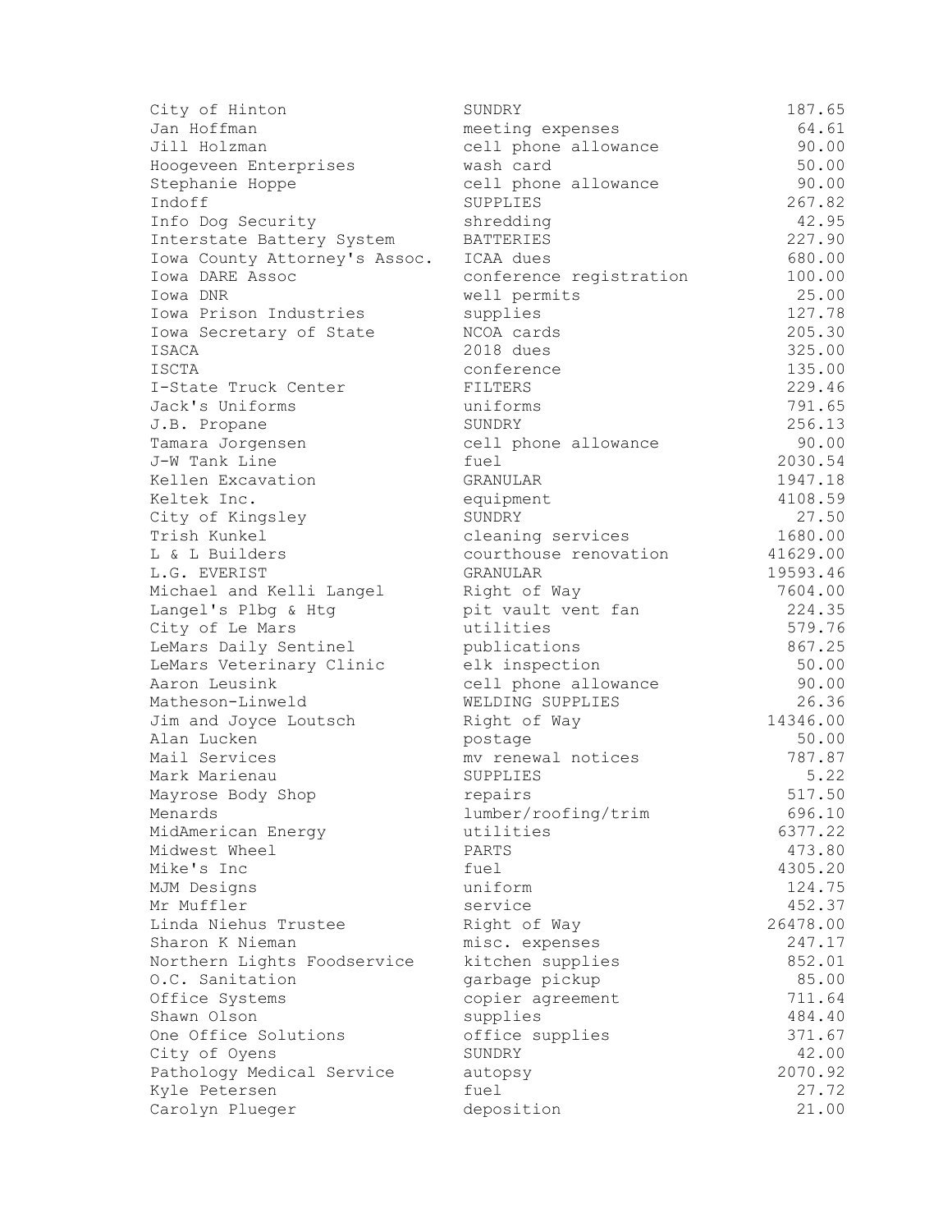| | | |
|---|---|---|
| City of Hinton | SUNDRY | 187.65 |
| Jan Hoffman | meeting expenses | 64.61 |
| Jill Holzman | cell phone allowance | 90.00 |
| Hoogeveen Enterprises | wash card | 50.00 |
| Stephanie Hoppe | cell phone allowance | 90.00 |
| Indoff | SUPPLIES | 267.82 |
| Info Dog Security | shredding | 42.95 |
| Interstate Battery System | BATTERIES | 227.90 |
| Iowa County Attorney's Assoc. | ICAA dues | 680.00 |
| Iowa DARE Assoc | conference registration | 100.00 |
| Iowa DNR | well permits | 25.00 |
| Iowa Prison Industries | supplies | 127.78 |
| Iowa Secretary of State | NCOA cards | 205.30 |
| ISACA | 2018 dues | 325.00 |
| ISCTA | conference | 135.00 |
| I-State Truck Center | FILTERS | 229.46 |
| Jack's Uniforms | uniforms | 791.65 |
| J.B. Propane | SUNDRY | 256.13 |
| Tamara Jorgensen | cell phone allowance | 90.00 |
| J-W Tank Line | fuel | 2030.54 |
| Kellen Excavation | GRANULAR | 1947.18 |
| Keltek Inc. | equipment | 4108.59 |
| City of Kingsley | SUNDRY | 27.50 |
| Trish Kunkel | cleaning services | 1680.00 |
| L & L Builders | courthouse renovation | 41629.00 |
| L.G. EVERIST | GRANULAR | 19593.46 |
| Michael and Kelli Langel | Right of Way | 7604.00 |
| Langel's Plbg & Htg | pit vault vent fan | 224.35 |
| City of Le Mars | utilities | 579.76 |
| LeMars Daily Sentinel | publications | 867.25 |
| LeMars Veterinary Clinic | elk inspection | 50.00 |
| Aaron Leusink | cell phone allowance | 90.00 |
| Matheson-Linweld | WELDING SUPPLIES | 26.36 |
| Jim and Joyce Loutsch | Right of Way | 14346.00 |
| Alan Lucken | postage | 50.00 |
| Mail Services | mv renewal notices | 787.87 |
| Mark Marienau | SUPPLIES | 5.22 |
| Mayrose Body Shop | repairs | 517.50 |
| Menards | lumber/roofing/trim | 696.10 |
| MidAmerican Energy | utilities | 6377.22 |
| Midwest Wheel | PARTS | 473.80 |
| Mike's Inc | fuel | 4305.20 |
| MJM Designs | uniform | 124.75 |
| Mr Muffler | service | 452.37 |
| Linda Niehus Trustee | Right of Way | 26478.00 |
| Sharon K Nieman | misc. expenses | 247.17 |
| Northern Lights Foodservice | kitchen supplies | 852.01 |
| O.C. Sanitation | garbage pickup | 85.00 |
| Office Systems | copier agreement | 711.64 |
| Shawn Olson | supplies | 484.40 |
| One Office Solutions | office supplies | 371.67 |
| City of Oyens | SUNDRY | 42.00 |
| Pathology Medical Service | autopsy | 2070.92 |
| Kyle Petersen | fuel | 27.72 |
| Carolyn Plueger | deposition | 21.00 |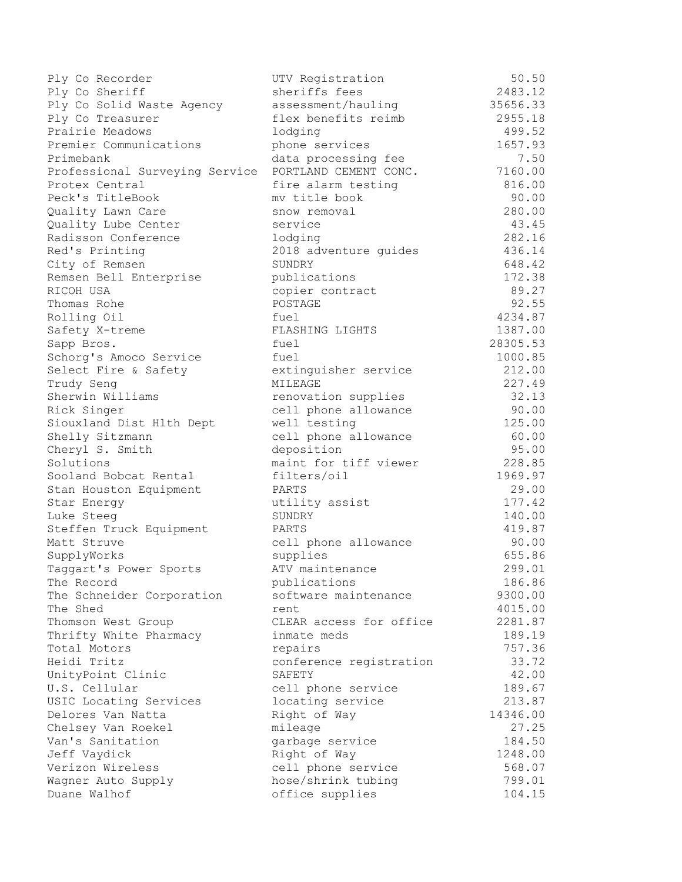| | | |
|---|---|---|
| Ply Co Recorder | UTV Registration | 50.50 |
| Ply Co Sheriff | sheriffs fees | 2483.12 |
| Ply Co Solid Waste Agency | assessment/hauling | 35656.33 |
| Ply Co Treasurer | flex benefits reimb | 2955.18 |
| Prairie Meadows | lodging | 499.52 |
| Premier Communications | phone services | 1657.93 |
| Primebank | data processing fee | 7.50 |
| Professional Surveying Service | PORTLAND CEMENT CONC. | 7160.00 |
| Protex Central | fire alarm testing | 816.00 |
| Peck's TitleBook | mv title book | 90.00 |
| Quality Lawn Care | snow removal | 280.00 |
| Quality Lube Center | service | 43.45 |
| Radisson Conference | lodging | 282.16 |
| Red's Printing | 2018 adventure guides | 436.14 |
| City of Remsen | SUNDRY | 648.42 |
| Remsen Bell Enterprise | publications | 172.38 |
| RICOH USA | copier contract | 89.27 |
| Thomas Rohe | POSTAGE | 92.55 |
| Rolling Oil | fuel | 4234.87 |
| Safety X-treme | FLASHING LIGHTS | 1387.00 |
| Sapp Bros. | fuel | 28305.53 |
| Schorg's Amoco Service | fuel | 1000.85 |
| Select Fire & Safety | extinguisher service | 212.00 |
| Trudy Seng | MILEAGE | 227.49 |
| Sherwin Williams | renovation supplies | 32.13 |
| Rick Singer | cell phone allowance | 90.00 |
| Siouxland Dist Hlth Dept | well testing | 125.00 |
| Shelly Sitzmann | cell phone allowance | 60.00 |
| Cheryl S. Smith | deposition | 95.00 |
| Solutions | maint for tiff viewer | 228.85 |
| Sooland Bobcat Rental | filters/oil | 1969.97 |
| Stan Houston Equipment | PARTS | 29.00 |
| Star Energy | utility assist | 177.42 |
| Luke Steeg | SUNDRY | 140.00 |
| Steffen Truck Equipment | PARTS | 419.87 |
| Matt Struve | cell phone allowance | 90.00 |
| SupplyWorks | supplies | 655.86 |
| Taggart's Power Sports | ATV maintenance | 299.01 |
| The Record | publications | 186.86 |
| The Schneider Corporation | software maintenance | 9300.00 |
| The Shed | rent | 4015.00 |
| Thomson West Group | CLEAR access for office | 2281.87 |
| Thrifty White Pharmacy | inmate meds | 189.19 |
| Total Motors | repairs | 757.36 |
| Heidi Tritz | conference registration | 33.72 |
| UnityPoint Clinic | SAFETY | 42.00 |
| U.S. Cellular | cell phone service | 189.67 |
| USIC Locating Services | locating service | 213.87 |
| Delores Van Natta | Right of Way | 14346.00 |
| Chelsey Van Roekel | mileage | 27.25 |
| Van's Sanitation | garbage service | 184.50 |
| Jeff Vaydick | Right of Way | 1248.00 |
| Verizon Wireless | cell phone service | 568.07 |
| Wagner Auto Supply | hose/shrink tubing | 799.01 |
| Duane Walhof | office supplies | 104.15 |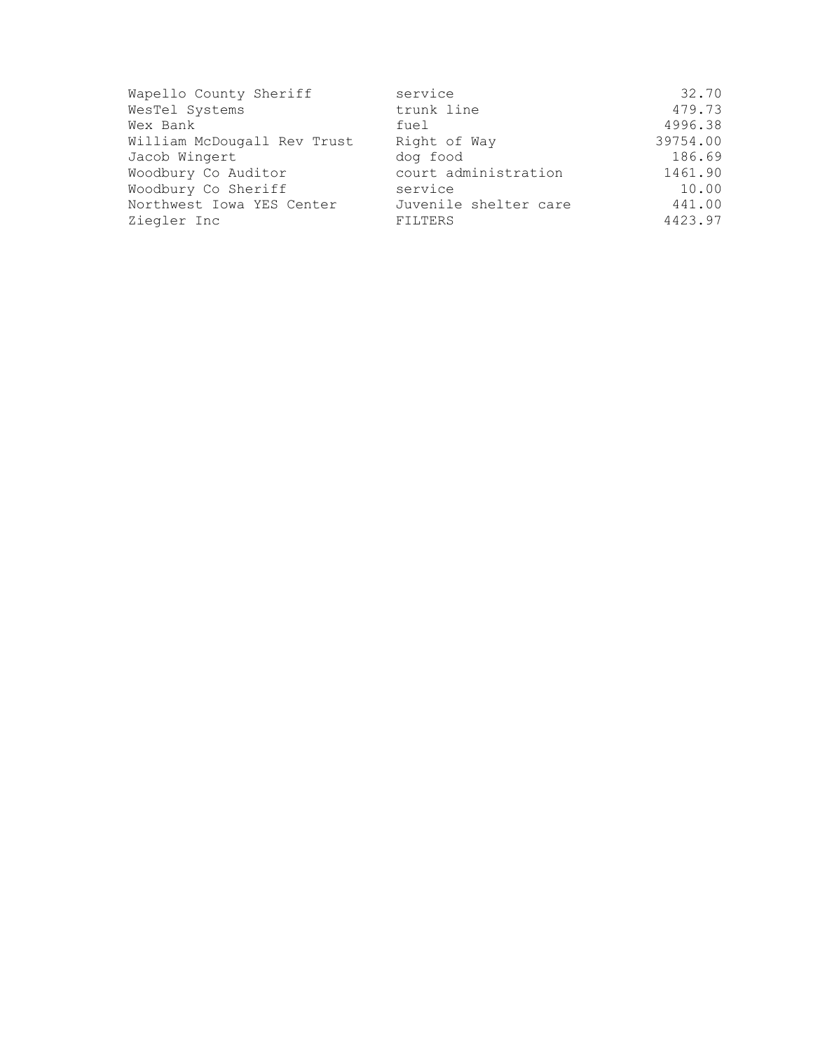| | | |
|---|---|---|
| Wapello County Sheriff | service | 32.70 |
| WesTel Systems | trunk line | 479.73 |
| Wex Bank | fuel | 4996.38 |
| William McDougall Rev Trust | Right of Way | 39754.00 |
| Jacob Wingert | dog food | 186.69 |
| Woodbury Co Auditor | court administration | 1461.90 |
| Woodbury Co Sheriff | service | 10.00 |
| Northwest Iowa YES Center | Juvenile shelter care | 441.00 |
| Ziegler Inc | FILTERS | 4423.97 |